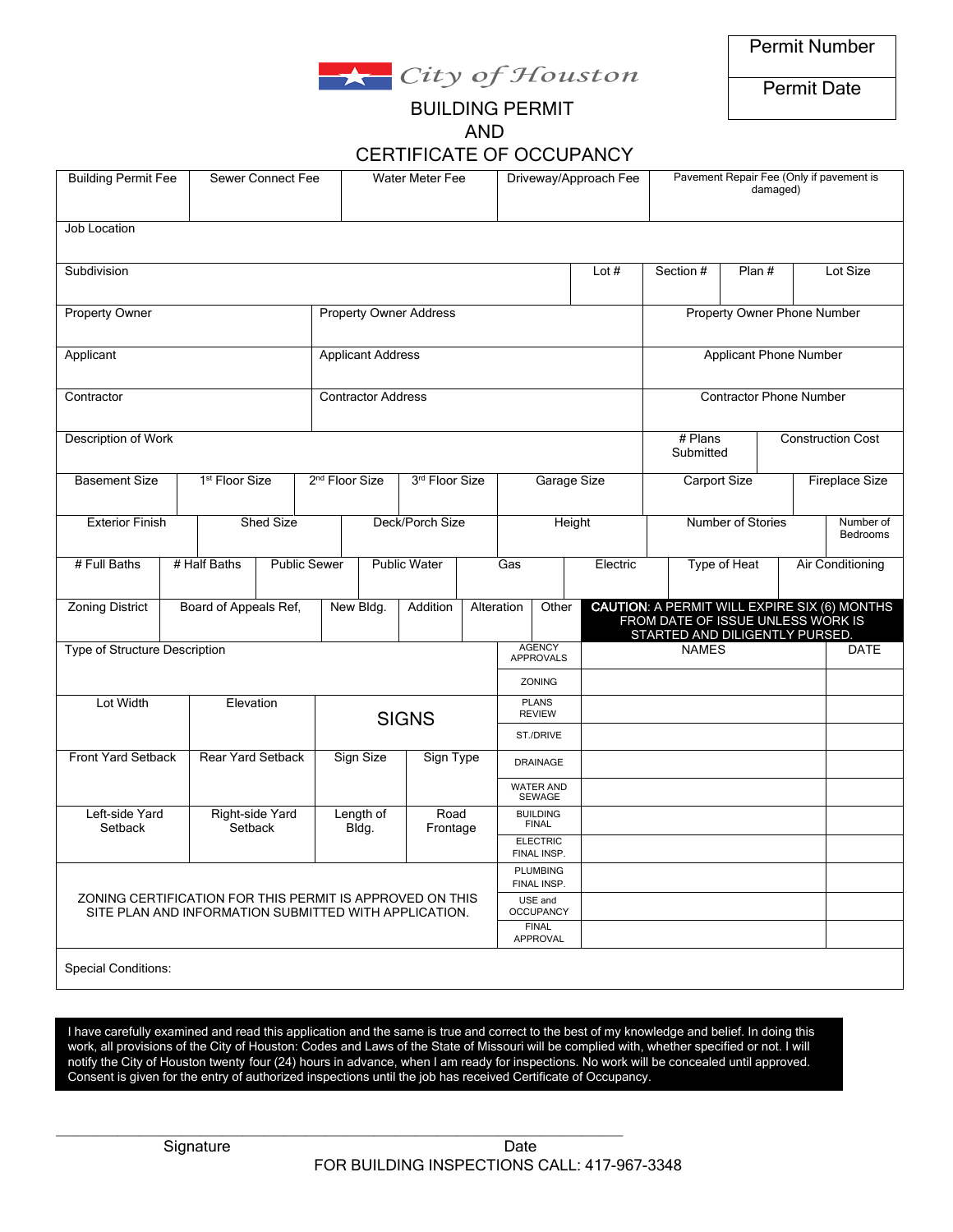City of Houston

| Permit Number |
|---|
| Permit Date |

# BUILDING PERMIT AND CERTIFICATE OF OCCUPANCY

| Building Permit Fee | Sewer Connect Fee | Water Meter Fee | Driveway/Approach Fee | Pavement Repair Fee (Only if pavement is damaged) |
|---|---|---|---|---|

| Job Location |
|---|

| Subdivision | Lot # | Section # | Plan # | Lot Size |
|---|---|---|---|---|

| Property Owner | Property Owner Address | Property Owner Phone Number |
|---|---|---|
| Applicant | Applicant Address | Applicant Phone Number |
| Contractor | Contractor Address | Contractor Phone Number |

| Description of Work | # Plans Submitted | Construction Cost |
|---|---|---|

| Basement Size | 1st Floor Size | 2nd Floor Size | 3rd Floor Size | Garage Size | Carport Size | Fireplace Size |
|---|---|---|---|---|---|---|

| Exterior Finish | Shed Size | Deck/Porch Size | Height | Number of Stories | Number of Bedrooms |
|---|---|---|---|---|---|

| # Full Baths | # Half Baths | Public Sewer | Public Water | Gas | Electric | Type of Heat | Air Conditioning |
|---|---|---|---|---|---|---|---|

| Zoning District | Board of Appeals Ref, | New Bldg. | Addition | Alteration | Other | **CAUTION**: A PERMIT WILL EXPIRE SIX (6) MONTHS FROM DATE OF ISSUE UNLESS WORK IS STARTED AND DILIGENTLY PURSED. |
|---|---|---|---|---|---|---|

| Type of Structure Description | | | |
|---|---|---|---|
| Lot Width | Elevation | SIGNS | |
| Front Yard Setback | Rear Yard Setback | Sign Size | Sign Type |
| Left-side Yard Setback | Right-side Yard Setback | Length of Bldg. | Road Frontage |

| AGENCY APPROVALS | NAMES | DATE |
|---|---|---|
| ZONING | | |
| PLANS REVIEW | | |
| ST./DRIVE | | |
| DRAINAGE | | |
| WATER AND SEWAGE | | |
| BUILDING FINAL | | |
| ELECTRIC FINAL INSP. | | |
| PLUMBING FINAL INSP. | | |
| USE and OCCUPANCY | | |
| FINAL APPROVAL | | |

ZONING CERTIFICATION FOR THIS PERMIT IS APPROVED ON THIS SITE PLAN AND INFORMATION SUBMITTED WITH APPLICATION.

Special Conditions:

I have carefully examined and read this application and the same is true and correct to the best of my knowledge and belief. In doing this work, all provisions of the City of Houston: Codes and Laws of the State of Missouri will be complied with, whether specified or not. I will notify the City of Houston twenty four (24) hours in advance, when I am ready for inspections. No work will be concealed until approved. Consent is given for the entry of authorized inspections until the job has received Certificate of Occupancy.

Signature Date

FOR BUILDING INSPECTIONS CALL: 417-967-3348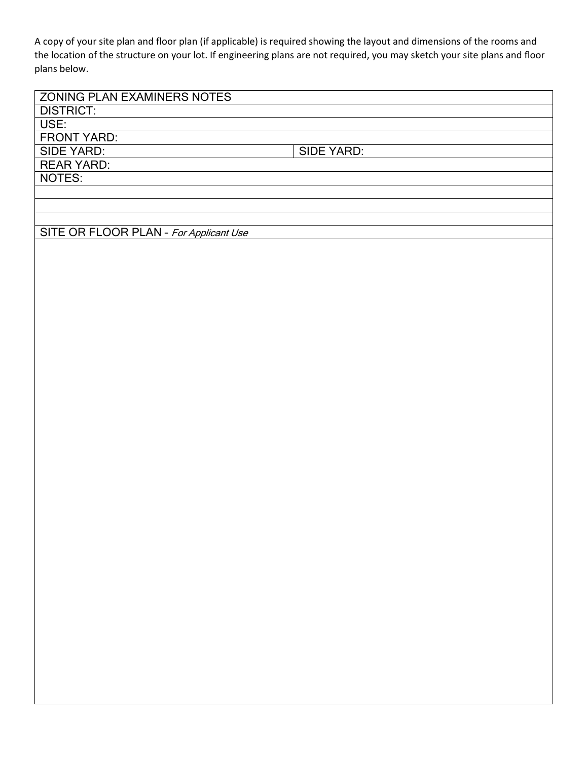A copy of your site plan and floor plan (if applicable) is required showing the layout and dimensions of the rooms and the location of the structure on your lot. If engineering plans are not required, you may sketch your site plans and floor plans below.

| ZONING PLAN EXAMINERS NOTES | |
|---|---|
| DISTRICT: | |
| USE: | |
| FRONT YARD: | |
| SIDE YARD: | SIDE YARD: |
| REAR YARD: | |
| NOTES: | |
| | |
| | |
| | |
| SITE OR FLOOR PLAN – *For Applicant Use* | |